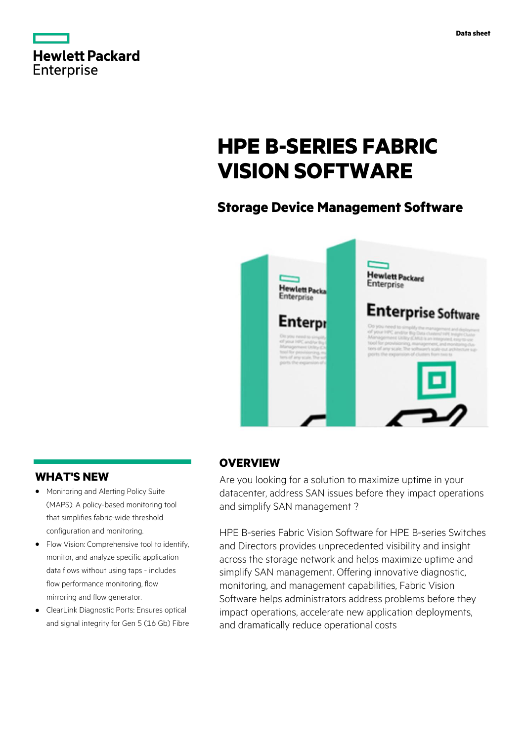Hewlett Packard Enterprise

Data sheet

# HPE B-SERIES FABRIC VISION SOFTWARE

## Storage Device Management Software

## WHAT'S NEW

- Monitoring and Alerting Policy Suite (MAPS): A policy-based monitoring tool that simplifies fabric-wide threshold configuration and monitoring.
- Flow Vision: Comprehensive tool to identify, monitor, and analyze specific application data flows without using taps - includes flow performance monitoring, flow mirroring and flow generator.
- ClearLink Diagnostic Ports: Ensures optical and signal integrity for Gen 5 (16 Gb) Fibre

## OVERVIEW

Are you looking for a solution to maximize uptime in your datacenter, address SAN issues before they impact operations and simplify SAN management ?

HPE B-series Fabric Vision Software for HPE B-series Switches and Directors provides unprecedented visibility and insight across the storage network and helps maximize uptime and simplify SAN management. Offering innovative diagnostic, monitoring, and management capabilities, Fabric Vision Software helps administrators address problems before they impact operations, accelerate new application deployments, and dramatically reduce operational costs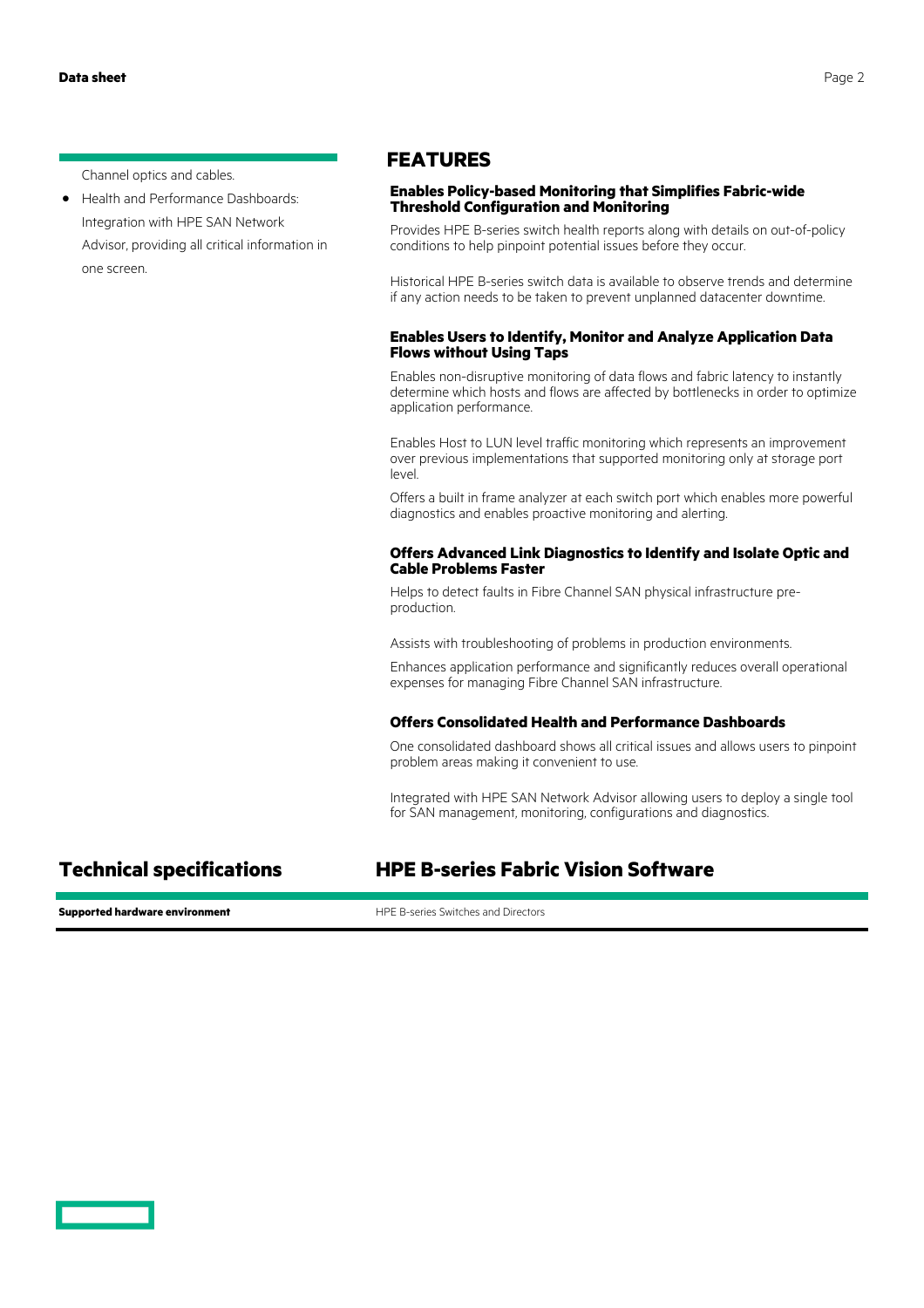Channel optics and cables.

- Health and Performance Dashboards: Integration with HPE SAN Network Advisor, providing all critical information in one screen.

## FEATURES

### Enables Policy-based Monitoring that Simplifies Fabric-wide Threshold Configuration and Monitoring

Provides HPE B-series switch health reports along with details on out-of-policy conditions to help pinpoint potential issues before they occur.

Historical HPE B-series switch data is available to observe trends and determine if any action needs to be taken to prevent unplanned datacenter downtime.

### Enables Users to Identify, Monitor and Analyze Application Data Flows without Using Taps

Enables non-disruptive monitoring of data flows and fabric latency to instantly determine which hosts and flows are affected by bottlenecks in order to optimize application performance.

Enables Host to LUN level traffic monitoring which represents an improvement over previous implementations that supported monitoring only at storage port level.

Offers a built in frame analyzer at each switch port which enables more powerful diagnostics and enables proactive monitoring and alerting.

### Offers Advanced Link Diagnostics to Identify and Isolate Optic and Cable Problems Faster

Helps to detect faults in Fibre Channel SAN physical infrastructure pre-production.

Assists with troubleshooting of problems in production environments.

Enhances application performance and significantly reduces overall operational expenses for managing Fibre Channel SAN infrastructure.

### Offers Consolidated Health and Performance Dashboards

One consolidated dashboard shows all critical issues and allows users to pinpoint problem areas making it convenient to use.

Integrated with HPE SAN Network Advisor allowing users to deploy a single tool for SAN management, monitoring, configurations and diagnostics.

## Technical specifications

## HPE B-series Fabric Vision Software

| | |
|---|---|
| **Supported hardware environment** | HPE B-series Switches and Directors |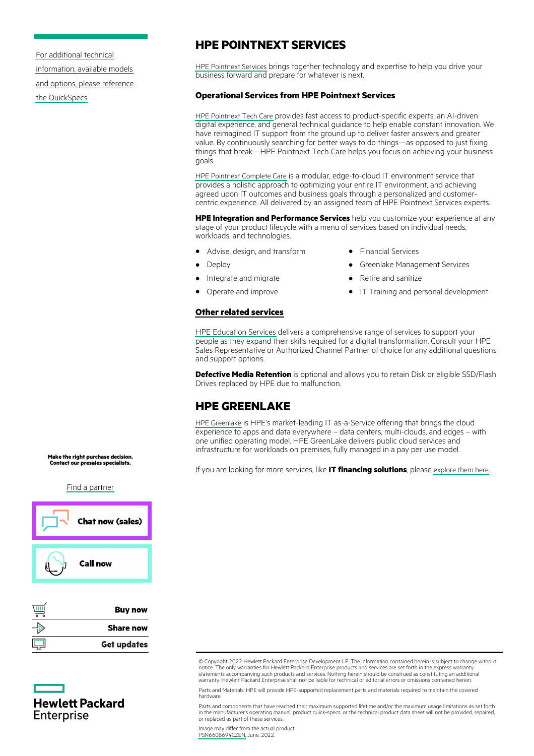For additional technical information, available models and options, please reference the QuickSpecs

# HPE POINTNEXT SERVICES

HPE Pointnext Services brings together technology and expertise to help you drive your business forward and prepare for whatever is next.

### Operational Services from HPE Pointnext Services

HPE Pointnext Tech Care provides fast access to product-specific experts, an AI-driven digital experience, and general technical guidance to help enable constant innovation. We have reimagined IT support from the ground up to deliver faster answers and greater value. By continuously searching for better ways to do things—as opposed to just fixing things that break—HPE Pointnext Tech Care helps you focus on achieving your business goals.

HPE Pointnext Complete Care is a modular, edge-to-cloud IT environment service that provides a holistic approach to optimizing your entire IT environment, and achieving agreed upon IT outcomes and business goals through a personalized and customer-centric experience. All delivered by an assigned team of HPE Pointnext Services experts.

**HPE Integration and Performance Services** help you customize your experience at any stage of your product lifecycle with a menu of services based on individual needs, workloads, and technologies.

- Advise, design, and transform
- Deploy
- Integrate and migrate
- Operate and improve
- Financial Services
- Greenlake Management Services
- Retire and sanitize
- IT Training and personal development

### Other related services

HPE Education Services delivers a comprehensive range of services to support your people as they expand their skills required for a digital transformation. Consult your HPE Sales Representative or Authorized Channel Partner of choice for any additional questions and support options.

**Defective Media Retention** is optional and allows you to retain Disk or eligible SSD/Flash Drives replaced by HPE due to malfunction.

# HPE GREENLAKE

HPE Greenlake is HPE's market-leading IT as-a-Service offering that brings the cloud experience to apps and data everywhere – data centers, multi-clouds, and edges – with one unified operating model. HPE GreenLake delivers public cloud services and infrastructure for workloads on premises, fully managed in a pay per use model.

If you are looking for more services, like **IT financing solutions**, please explore them here.

**Make the right purchase decision. Contact our presales specialists.**

Find a partner

**Chat now (sales)**

**Call now**

**Buy now**

**Share now**

**Get updates**

Hewlett Packard Enterprise

© Copyright 2022 Hewlett Packard Enterprise Development LP. The information contained herein is subject to change without notice. The only warranties for Hewlett Packard Enterprise products and services are set forth in the express warranty statements accompanying such products and services. Nothing herein should be construed as constituting an additional warranty. Hewlett Packard Enterprise shall not be liable for technical or editorial errors or omissions contained herein.

Parts and Materials: HPE will provide HPE-supported replacement parts and materials required to maintain the covered hardware.

Parts and components that have reached their maximum supported lifetime and/or the maximum usage limitations as set forth in the manufacturer's operating manual, product quick-specs, or the technical product data sheet will not be provided, repaired, or replaced as part of these services.

Image may differ from the actual product

PSN6608694CZEN, June, 2022.